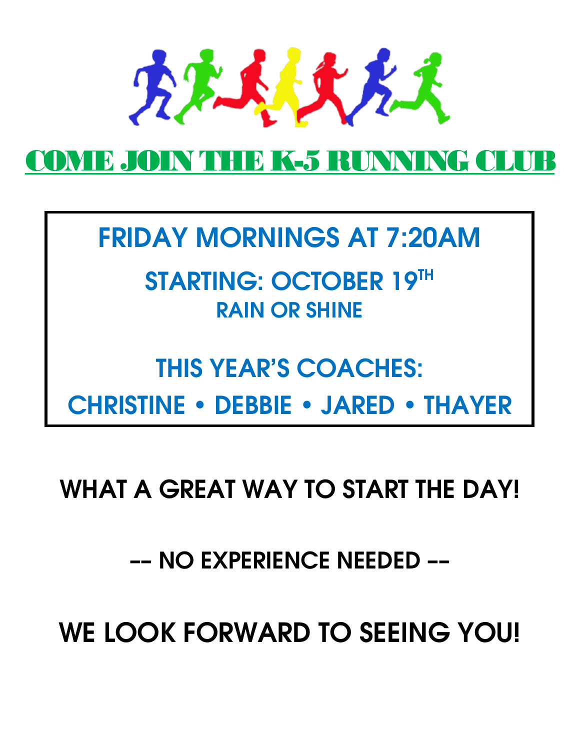# COME JOIN THE K-5 RUNNING CLUB

## FRIDAY MORNINGS AT 7:20AM

### STARTING: OCTOBER 19TH

RAIN OR SHINE

## THIS YEAR'S COACHES:

## CHRISTINE • DEBBIE • JARED • THAYER

## WHAT A GREAT WAY TO START THE DAY!

## -- NO EXPERIENCE NEEDED --

## WE LOOK FORWARD TO SEEING YOU!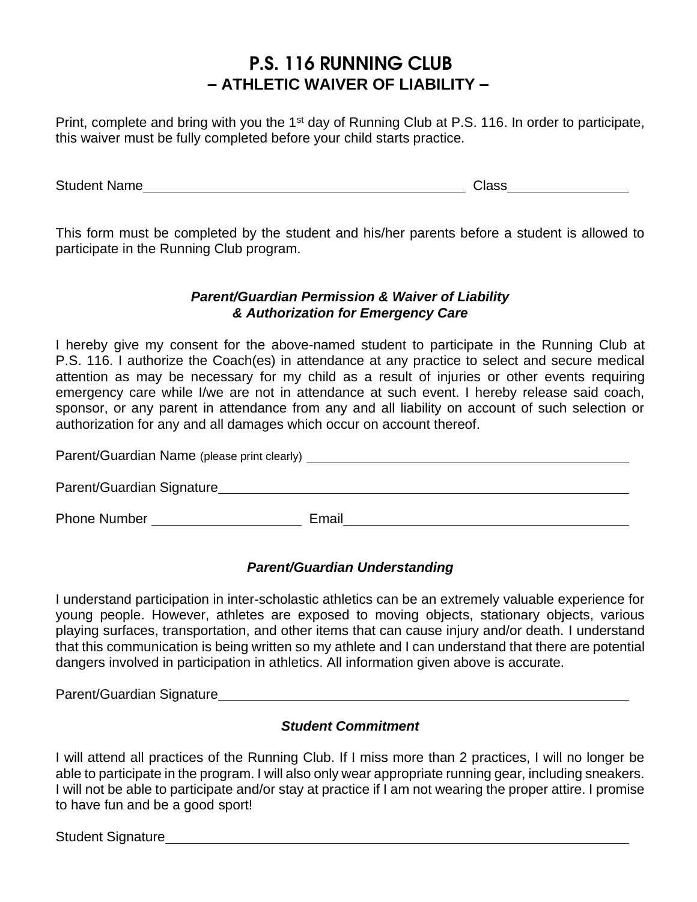# P.S. 116 RUNNING CLUB

## – ATHLETIC WAIVER OF LIABILITY –

Print, complete and bring with you the 1st day of Running Club at P.S. 116. In order to participate, this waiver must be fully completed before your child starts practice.

Student Name\_\_\_\_\_\_\_\_\_\_\_\_\_\_\_\_\_\_\_\_\_\_\_\_\_\_\_\_\_\_\_\_\_\_\_\_\_\_\_\_\_\_\_\_ Class\_\_\_\_\_\_\_\_\_\_\_\_\_\_\_\_

This form must be completed by the student and his/her parents before a student is allowed to participate in the Running Club program.

### *Parent/Guardian Permission & Waiver of Liability & Authorization for Emergency Care*

I hereby give my consent for the above-named student to participate in the Running Club at P.S. 116. I authorize the Coach(es) in attendance at any practice to select and secure medical attention as may be necessary for my child as a result of injuries or other events requiring emergency care while I/we are not in attendance at such event. I hereby release said coach, sponsor, or any parent in attendance from any and all liability on account of such selection or authorization for any and all damages which occur on account thereof.

Parent/Guardian Name (please print clearly) \_\_\_\_\_\_\_\_\_\_\_\_\_\_\_\_\_\_\_\_\_\_\_\_\_\_\_\_\_\_\_\_\_\_\_\_\_\_\_\_\_\_\_\_

Parent/Guardian Signature\_\_\_\_\_\_\_\_\_\_\_\_\_\_\_\_\_\_\_\_\_\_\_\_\_\_\_\_\_\_\_\_\_\_\_\_\_\_\_\_\_\_\_\_\_\_\_\_\_\_\_\_\_\_\_\_\_\_\_\_

Phone Number \_\_\_\_\_\_\_\_\_\_\_\_\_\_\_\_\_\_\_\_ Email\_\_\_\_\_\_\_\_\_\_\_\_\_\_\_\_\_\_\_\_\_\_\_\_\_\_\_\_\_\_\_\_\_\_\_\_\_\_\_

### *Parent/Guardian Understanding*

I understand participation in inter-scholastic athletics can be an extremely valuable experience for young people. However, athletes are exposed to moving objects, stationary objects, various playing surfaces, transportation, and other items that can cause injury and/or death. I understand that this communication is being written so my athlete and I can understand that there are potential dangers involved in participation in athletics. All information given above is accurate.

Parent/Guardian Signature\_\_\_\_\_\_\_\_\_\_\_\_\_\_\_\_\_\_\_\_\_\_\_\_\_\_\_\_\_\_\_\_\_\_\_\_\_\_\_\_\_\_\_\_\_\_\_\_\_\_\_\_\_\_\_\_\_\_\_\_

### *Student Commitment*

I will attend all practices of the Running Club. If I miss more than 2 practices, I will no longer be able to participate in the program. I will also only wear appropriate running gear, including sneakers. I will not be able to participate and/or stay at practice if I am not wearing the proper attire. I promise to have fun and be a good sport!

Student Signature\_\_\_\_\_\_\_\_\_\_\_\_\_\_\_\_\_\_\_\_\_\_\_\_\_\_\_\_\_\_\_\_\_\_\_\_\_\_\_\_\_\_\_\_\_\_\_\_\_\_\_\_\_\_\_\_\_\_\_\_\_\_\_\_\_\_